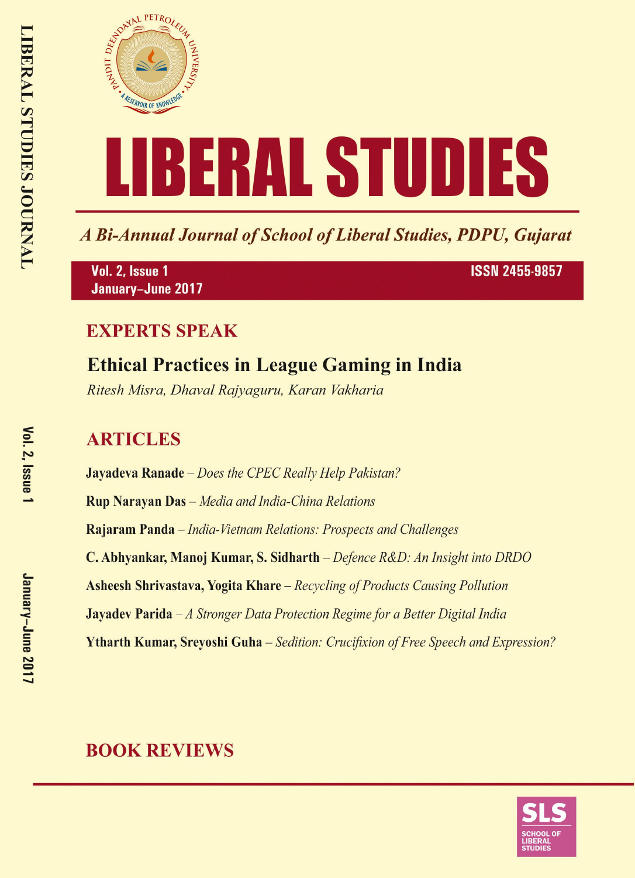# LIBERAL STUDIES

*A Bi-Annual Journal of School of Liberal Studies, PDPU, Gujarat*

Vol. 2, Issue 1
January–June 2017

ISSN 2455-9857

## EXPERTS SPEAK

### Ethical Practices in League Gaming in India

*Ritesh Misra, Dhaval Rajyaguru, Karan Vakharia*

## ARTICLES

**Jayadeva Ranade** – *Does the CPEC Really Help Pakistan?*

**Rup Narayan Das** – *Media and India-China Relations*

**Rajaram Panda** – *India-Vietnam Relations: Prospects and Challenges*

**C. Abhyankar, Manoj Kumar, S. Sidharth** – *Defence R&D: An Insight into DRDO*

**Asheesh Shrivastava, Yogita Khare** – *Recycling of Products Causing Pollution*

**Jayadev Parida** – *A Stronger Data Protection Regime for a Better Digital India*

**Ytharth Kumar, Sreyoshi Guha** – *Sedition: Crucifixion of Free Speech and Expression?*

## BOOK REVIEWS

SLS
SCHOOL OF LIBERAL STUDIES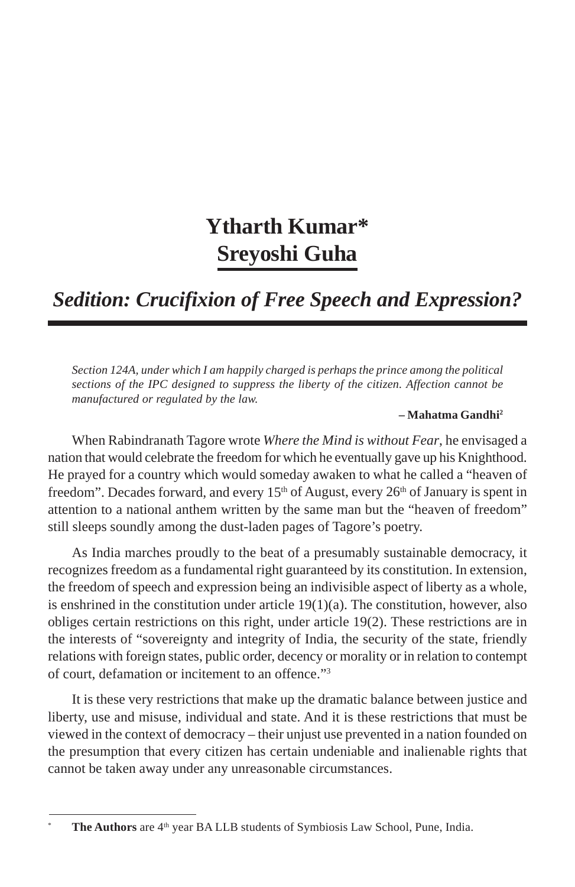**Ytharth Kumar***
**Sreyoshi Guha**

# *Sedition: Crucifixion of Free Speech and Expression?*

> *Section 124A, under which I am happily charged is perhaps the prince among the political sections of the IPC designed to suppress the liberty of the citizen. Affection cannot be manufactured or regulated by the law.*
>
> **– Mahatma Gandhi**[2]

When Rabindranath Tagore wrote *Where the Mind is without Fear*, he envisaged a nation that would celebrate the freedom for which he eventually gave up his Knighthood. He prayed for a country which would someday awaken to what he called a "heaven of freedom". Decades forward, and every 15th of August, every 26th of January is spent in attention to a national anthem written by the same man but the "heaven of freedom" still sleeps soundly among the dust-laden pages of Tagore's poetry.

As India marches proudly to the beat of a presumably sustainable democracy, it recognizes freedom as a fundamental right guaranteed by its constitution. In extension, the freedom of speech and expression being an indivisible aspect of liberty as a whole, is enshrined in the constitution under article 19(1)(a). The constitution, however, also obliges certain restrictions on this right, under article 19(2). These restrictions are in the interests of "sovereignty and integrity of India, the security of the state, friendly relations with foreign states, public order, decency or morality or in relation to contempt of court, defamation or incitement to an offence."[3]

It is these very restrictions that make up the dramatic balance between justice and liberty, use and misuse, individual and state. And it is these restrictions that must be viewed in the context of democracy – their unjust use prevented in a nation founded on the presumption that every citizen has certain undeniable and inalienable rights that cannot be taken away under any unreasonable circumstances.

---

\* **The Authors** are 4th year BA LLB students of Symbiosis Law School, Pune, India.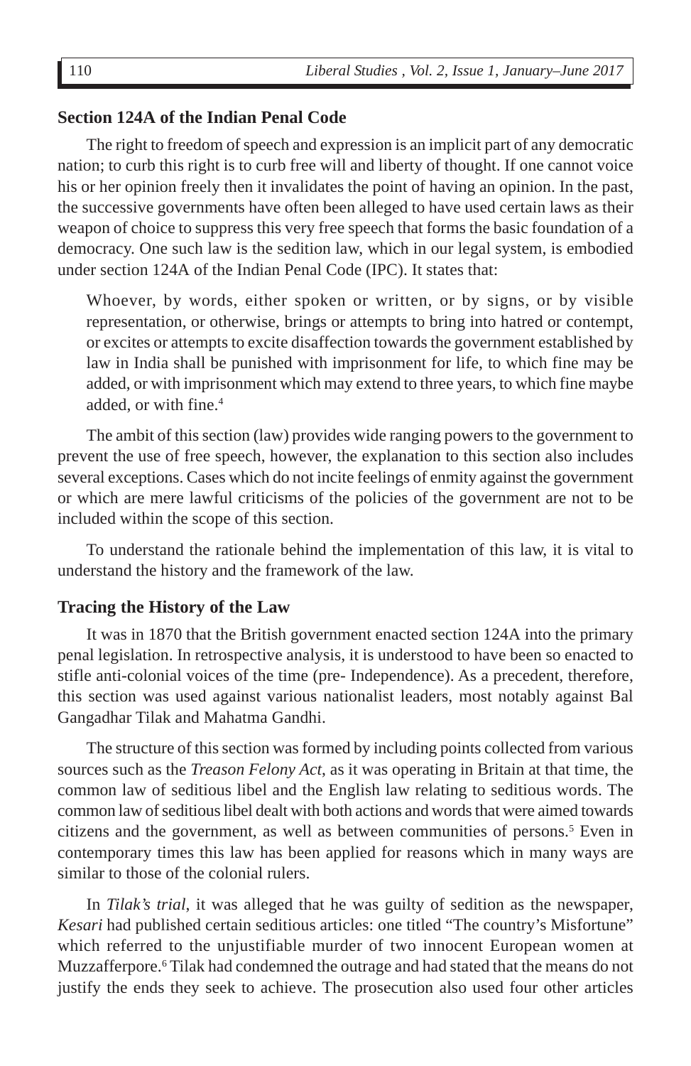## Section 124A of the Indian Penal Code

The right to freedom of speech and expression is an implicit part of any democratic nation; to curb this right is to curb free will and liberty of thought. If one cannot voice his or her opinion freely then it invalidates the point of having an opinion. In the past, the successive governments have often been alleged to have used certain laws as their weapon of choice to suppress this very free speech that forms the basic foundation of a democracy. One such law is the sedition law, which in our legal system, is embodied under section 124A of the Indian Penal Code (IPC). It states that:

> Whoever, by words, either spoken or written, or by signs, or by visible representation, or otherwise, brings or attempts to bring into hatred or contempt, or excites or attempts to excite disaffection towards the government established by law in India shall be punished with imprisonment for life, to which fine may be added, or with imprisonment which may extend to three years, to which fine maybe added, or with fine.[4]

The ambit of this section (law) provides wide ranging powers to the government to prevent the use of free speech, however, the explanation to this section also includes several exceptions. Cases which do not incite feelings of enmity against the government or which are mere lawful criticisms of the policies of the government are not to be included within the scope of this section.

To understand the rationale behind the implementation of this law, it is vital to understand the history and the framework of the law.

## Tracing the History of the Law

It was in 1870 that the British government enacted section 124A into the primary penal legislation. In retrospective analysis, it is understood to have been so enacted to stifle anti-colonial voices of the time (pre- Independence). As a precedent, therefore, this section was used against various nationalist leaders, most notably against Bal Gangadhar Tilak and Mahatma Gandhi.

The structure of this section was formed by including points collected from various sources such as the *Treason Felony Act*, as it was operating in Britain at that time, the common law of seditious libel and the English law relating to seditious words. The common law of seditious libel dealt with both actions and words that were aimed towards citizens and the government, as well as between communities of persons.[5] Even in contemporary times this law has been applied for reasons which in many ways are similar to those of the colonial rulers.

In *Tilak's trial*, it was alleged that he was guilty of sedition as the newspaper, *Kesari* had published certain seditious articles: one titled "The country's Misfortune" which referred to the unjustifiable murder of two innocent European women at Muzzafferpore.[6] Tilak had condemned the outrage and had stated that the means do not justify the ends they seek to achieve. The prosecution also used four other articles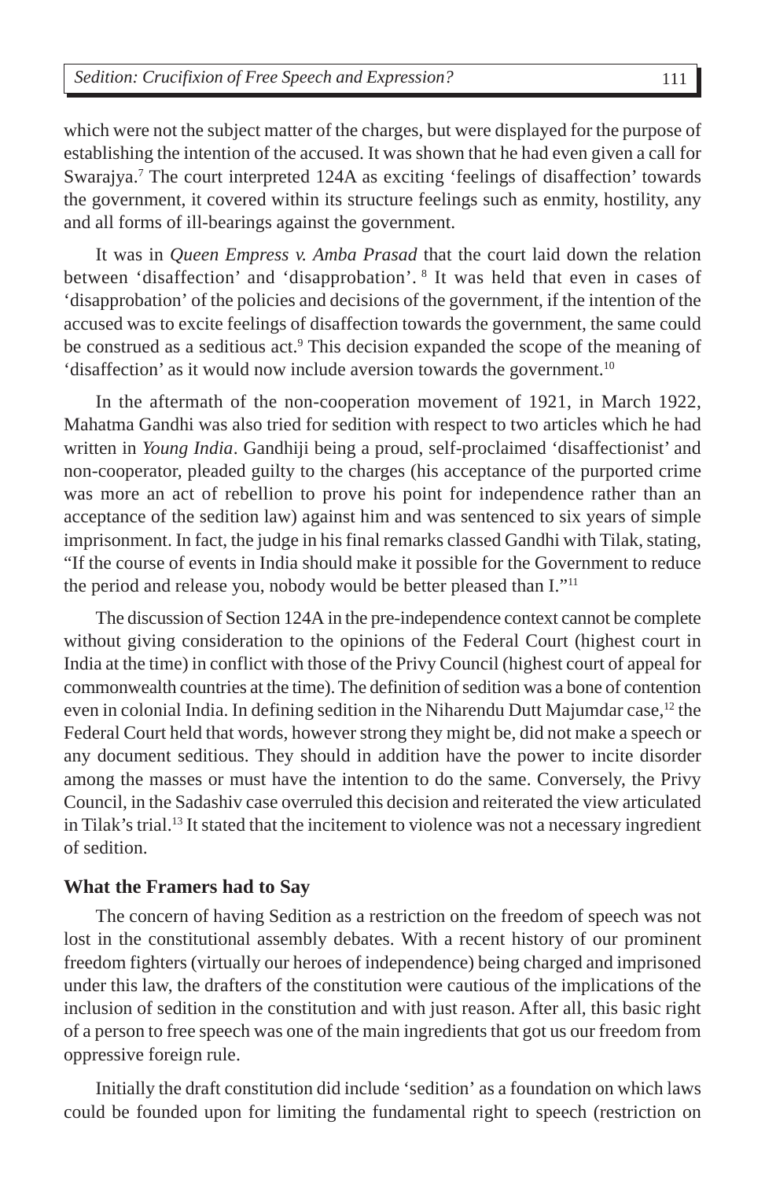which were not the subject matter of the charges, but were displayed for the purpose of establishing the intention of the accused. It was shown that he had even given a call for Swarajya.[7] The court interpreted 124A as exciting 'feelings of disaffection' towards the government, it covered within its structure feelings such as enmity, hostility, any and all forms of ill-bearings against the government.

It was in *Queen Empress v. Amba Prasad* that the court laid down the relation between 'disaffection' and 'disapprobation'. [8] It was held that even in cases of 'disapprobation' of the policies and decisions of the government, if the intention of the accused was to excite feelings of disaffection towards the government, the same could be construed as a seditious act.[9] This decision expanded the scope of the meaning of 'disaffection' as it would now include aversion towards the government.[10]

In the aftermath of the non-cooperation movement of 1921, in March 1922, Mahatma Gandhi was also tried for sedition with respect to two articles which he had written in *Young India*. Gandhiji being a proud, self-proclaimed 'disaffectionist' and non-cooperator, pleaded guilty to the charges (his acceptance of the purported crime was more an act of rebellion to prove his point for independence rather than an acceptance of the sedition law) against him and was sentenced to six years of simple imprisonment. In fact, the judge in his final remarks classed Gandhi with Tilak, stating, "If the course of events in India should make it possible for the Government to reduce the period and release you, nobody would be better pleased than I."[11]

The discussion of Section 124A in the pre-independence context cannot be complete without giving consideration to the opinions of the Federal Court (highest court in India at the time) in conflict with those of the Privy Council (highest court of appeal for commonwealth countries at the time). The definition of sedition was a bone of contention even in colonial India. In defining sedition in the Niharendu Dutt Majumdar case,[12] the Federal Court held that words, however strong they might be, did not make a speech or any document seditious. They should in addition have the power to incite disorder among the masses or must have the intention to do the same. Conversely, the Privy Council, in the Sadashiv case overruled this decision and reiterated the view articulated in Tilak's trial.[13] It stated that the incitement to violence was not a necessary ingredient of sedition.

### What the Framers had to Say

The concern of having Sedition as a restriction on the freedom of speech was not lost in the constitutional assembly debates. With a recent history of our prominent freedom fighters (virtually our heroes of independence) being charged and imprisoned under this law, the drafters of the constitution were cautious of the implications of the inclusion of sedition in the constitution and with just reason. After all, this basic right of a person to free speech was one of the main ingredients that got us our freedom from oppressive foreign rule.

Initially the draft constitution did include 'sedition' as a foundation on which laws could be founded upon for limiting the fundamental right to speech (restriction on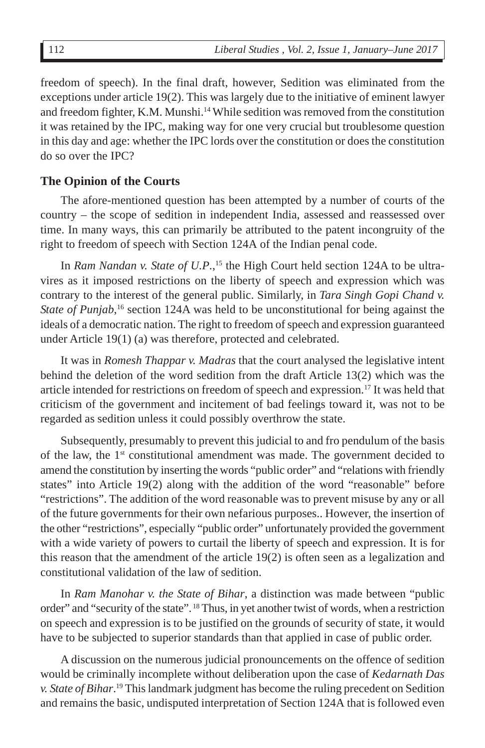freedom of speech). In the final draft, however, Sedition was eliminated from the exceptions under article 19(2). This was largely due to the initiative of eminent lawyer and freedom fighter, K.M. Munshi.[14] While sedition was removed from the constitution it was retained by the IPC, making way for one very crucial but troublesome question in this day and age: whether the IPC lords over the constitution or does the constitution do so over the IPC?

## The Opinion of the Courts

The afore-mentioned question has been attempted by a number of courts of the country – the scope of sedition in independent India, assessed and reassessed over time. In many ways, this can primarily be attributed to the patent incongruity of the right to freedom of speech with Section 124A of the Indian penal code.

In *Ram Nandan v. State of U.P.*,[15] the High Court held section 124A to be ultra-vires as it imposed restrictions on the liberty of speech and expression which was contrary to the interest of the general public. Similarly, in *Tara Singh Gopi Chand v. State of Punjab*,[16] section 124A was held to be unconstitutional for being against the ideals of a democratic nation. The right to freedom of speech and expression guaranteed under Article 19(1) (a) was therefore, protected and celebrated.

It was in *Romesh Thappar v. Madras* that the court analysed the legislative intent behind the deletion of the word sedition from the draft Article 13(2) which was the article intended for restrictions on freedom of speech and expression.[17] It was held that criticism of the government and incitement of bad feelings toward it, was not to be regarded as sedition unless it could possibly overthrow the state.

Subsequently, presumably to prevent this judicial to and fro pendulum of the basis of the law, the 1st constitutional amendment was made. The government decided to amend the constitution by inserting the words "public order" and "relations with friendly states" into Article 19(2) along with the addition of the word "reasonable" before "restrictions". The addition of the word reasonable was to prevent misuse by any or all of the future governments for their own nefarious purposes.. However, the insertion of the other "restrictions", especially "public order" unfortunately provided the government with a wide variety of powers to curtail the liberty of speech and expression. It is for this reason that the amendment of the article 19(2) is often seen as a legalization and constitutional validation of the law of sedition.

In *Ram Manohar v. the State of Bihar*, a distinction was made between "public order" and "security of the state".[18] Thus, in yet another twist of words, when a restriction on speech and expression is to be justified on the grounds of security of state, it would have to be subjected to superior standards than that applied in case of public order.

A discussion on the numerous judicial pronouncements on the offence of sedition would be criminally incomplete without deliberation upon the case of *Kedarnath Das v. State of Bihar*.[19] This landmark judgment has become the ruling precedent on Sedition and remains the basic, undisputed interpretation of Section 124A that is followed even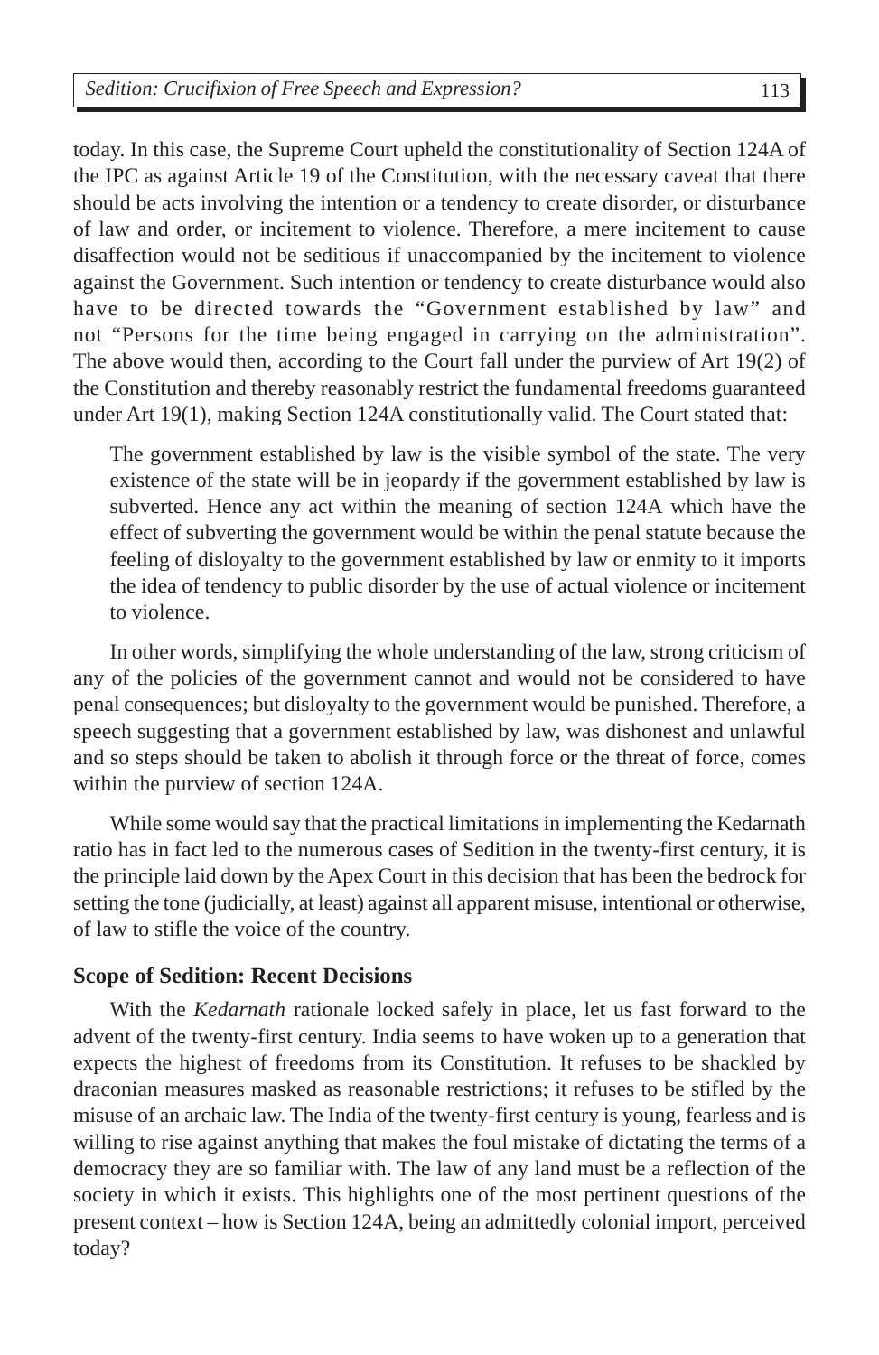today. In this case, the Supreme Court upheld the constitutionality of Section 124A of the IPC as against Article 19 of the Constitution, with the necessary caveat that there should be acts involving the intention or a tendency to create disorder, or disturbance of law and order, or incitement to violence. Therefore, a mere incitement to cause disaffection would not be seditious if unaccompanied by the incitement to violence against the Government. Such intention or tendency to create disturbance would also have to be directed towards the "Government established by law" and not "Persons for the time being engaged in carrying on the administration". The above would then, according to the Court fall under the purview of Art 19(2) of the Constitution and thereby reasonably restrict the fundamental freedoms guaranteed under Art 19(1), making Section 124A constitutionally valid. The Court stated that:

> The government established by law is the visible symbol of the state. The very existence of the state will be in jeopardy if the government established by law is subverted. Hence any act within the meaning of section 124A which have the effect of subverting the government would be within the penal statute because the feeling of disloyalty to the government established by law or enmity to it imports the idea of tendency to public disorder by the use of actual violence or incitement to violence.

In other words, simplifying the whole understanding of the law, strong criticism of any of the policies of the government cannot and would not be considered to have penal consequences; but disloyalty to the government would be punished. Therefore, a speech suggesting that a government established by law, was dishonest and unlawful and so steps should be taken to abolish it through force or the threat of force, comes within the purview of section 124A.

While some would say that the practical limitations in implementing the Kedarnath ratio has in fact led to the numerous cases of Sedition in the twenty-first century, it is the principle laid down by the Apex Court in this decision that has been the bedrock for setting the tone (judicially, at least) against all apparent misuse, intentional or otherwise, of law to stifle the voice of the country.

### Scope of Sedition: Recent Decisions

With the *Kedarnath* rationale locked safely in place, let us fast forward to the advent of the twenty-first century. India seems to have woken up to a generation that expects the highest of freedoms from its Constitution. It refuses to be shackled by draconian measures masked as reasonable restrictions; it refuses to be stifled by the misuse of an archaic law. The India of the twenty-first century is young, fearless and is willing to rise against anything that makes the foul mistake of dictating the terms of a democracy they are so familiar with. The law of any land must be a reflection of the society in which it exists. This highlights one of the most pertinent questions of the present context – how is Section 124A, being an admittedly colonial import, perceived today?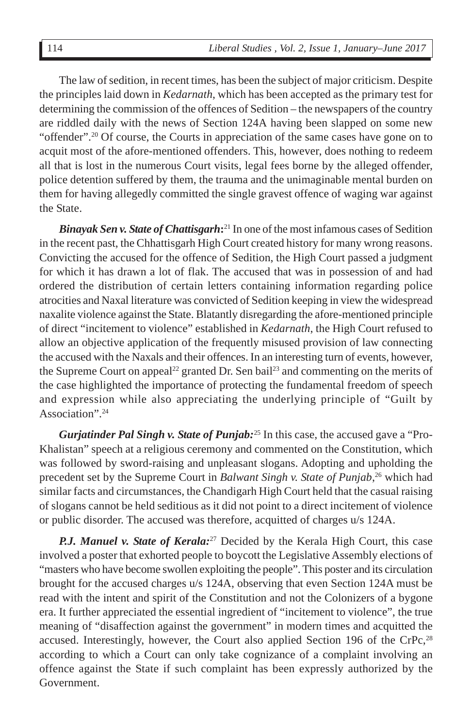The law of sedition, in recent times, has been the subject of major criticism. Despite the principles laid down in *Kedarnath*, which has been accepted as the primary test for determining the commission of the offences of Sedition – the newspapers of the country are riddled daily with the news of Section 124A having been slapped on some new "offender".[20] Of course, the Courts in appreciation of the same cases have gone on to acquit most of the afore-mentioned offenders. This, however, does nothing to redeem all that is lost in the numerous Court visits, legal fees borne by the alleged offender, police detention suffered by them, the trauma and the unimaginable mental burden on them for having allegedly committed the single gravest offence of waging war against the State.

***Binayak Sen v. State of Chattisgarh*:**[21] In one of the most infamous cases of Sedition in the recent past, the Chhattisgarh High Court created history for many wrong reasons. Convicting the accused for the offence of Sedition, the High Court passed a judgment for which it has drawn a lot of flak. The accused that was in possession of and had ordered the distribution of certain letters containing information regarding police atrocities and Naxal literature was convicted of Sedition keeping in view the widespread naxalite violence against the State. Blatantly disregarding the afore-mentioned principle of direct "incitement to violence" established in *Kedarnath*, the High Court refused to allow an objective application of the frequently misused provision of law connecting the accused with the Naxals and their offences. In an interesting turn of events, however, the Supreme Court on appeal[22] granted Dr. Sen bail[23] and commenting on the merits of the case highlighted the importance of protecting the fundamental freedom of speech and expression while also appreciating the underlying principle of "Guilt by Association".[24]

***Gurjatinder Pal Singh v. State of Punjab:***[25] In this case, the accused gave a "Pro-Khalistan" speech at a religious ceremony and commented on the Constitution, which was followed by sword-raising and unpleasant slogans. Adopting and upholding the precedent set by the Supreme Court in *Balwant Singh v. State of Punjab*,[26] which had similar facts and circumstances, the Chandigarh High Court held that the casual raising of slogans cannot be held seditious as it did not point to a direct incitement of violence or public disorder. The accused was therefore, acquitted of charges u/s 124A.

***P.J. Manuel v. State of Kerala:***[27] Decided by the Kerala High Court, this case involved a poster that exhorted people to boycott the Legislative Assembly elections of "masters who have become swollen exploiting the people". This poster and its circulation brought for the accused charges u/s 124A, observing that even Section 124A must be read with the intent and spirit of the Constitution and not the Colonizers of a bygone era. It further appreciated the essential ingredient of "incitement to violence", the true meaning of "disaffection against the government" in modern times and acquitted the accused. Interestingly, however, the Court also applied Section 196 of the CrPc,[28] according to which a Court can only take cognizance of a complaint involving an offence against the State if such complaint has been expressly authorized by the Government.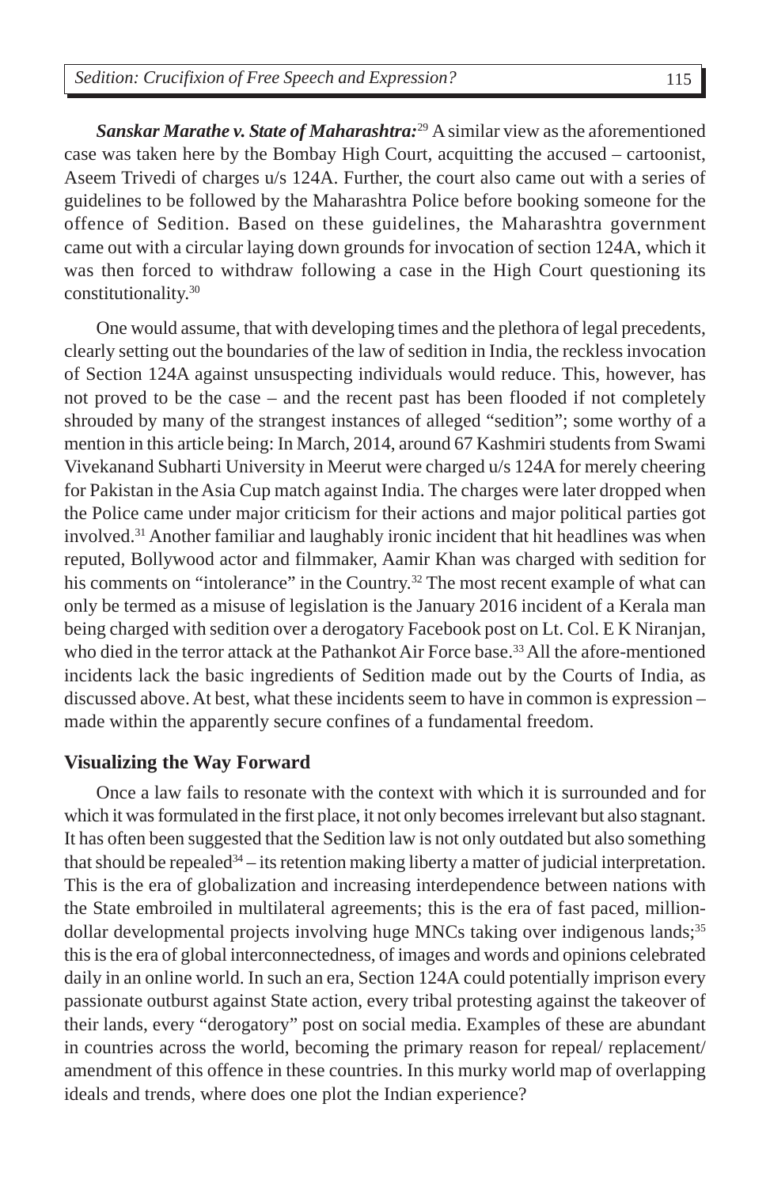***Sanskar Marathe v. State of Maharashtra:***[29] A similar view as the aforementioned case was taken here by the Bombay High Court, acquitting the accused – cartoonist, Aseem Trivedi of charges u/s 124A. Further, the court also came out with a series of guidelines to be followed by the Maharashtra Police before booking someone for the offence of Sedition. Based on these guidelines, the Maharashtra government came out with a circular laying down grounds for invocation of section 124A, which it was then forced to withdraw following a case in the High Court questioning its constitutionality.[30]

One would assume, that with developing times and the plethora of legal precedents, clearly setting out the boundaries of the law of sedition in India, the reckless invocation of Section 124A against unsuspecting individuals would reduce. This, however, has not proved to be the case – and the recent past has been flooded if not completely shrouded by many of the strangest instances of alleged "sedition"; some worthy of a mention in this article being: In March, 2014, around 67 Kashmiri students from Swami Vivekanand Subharti University in Meerut were charged u/s 124A for merely cheering for Pakistan in the Asia Cup match against India. The charges were later dropped when the Police came under major criticism for their actions and major political parties got involved.[31] Another familiar and laughably ironic incident that hit headlines was when reputed, Bollywood actor and filmmaker, Aamir Khan was charged with sedition for his comments on "intolerance" in the Country.[32] The most recent example of what can only be termed as a misuse of legislation is the January 2016 incident of a Kerala man being charged with sedition over a derogatory Facebook post on Lt. Col. E K Niranjan, who died in the terror attack at the Pathankot Air Force base.[33] All the afore-mentioned incidents lack the basic ingredients of Sedition made out by the Courts of India, as discussed above. At best, what these incidents seem to have in common is expression – made within the apparently secure confines of a fundamental freedom.

## Visualizing the Way Forward

Once a law fails to resonate with the context with which it is surrounded and for which it was formulated in the first place, it not only becomes irrelevant but also stagnant. It has often been suggested that the Sedition law is not only outdated but also something that should be repealed[34] – its retention making liberty a matter of judicial interpretation. This is the era of globalization and increasing interdependence between nations with the State embroiled in multilateral agreements; this is the era of fast paced, million-dollar developmental projects involving huge MNCs taking over indigenous lands;[35] this is the era of global interconnectedness, of images and words and opinions celebrated daily in an online world. In such an era, Section 124A could potentially imprison every passionate outburst against State action, every tribal protesting against the takeover of their lands, every "derogatory" post on social media. Examples of these are abundant in countries across the world, becoming the primary reason for repeal/ replacement/ amendment of this offence in these countries. In this murky world map of overlapping ideals and trends, where does one plot the Indian experience?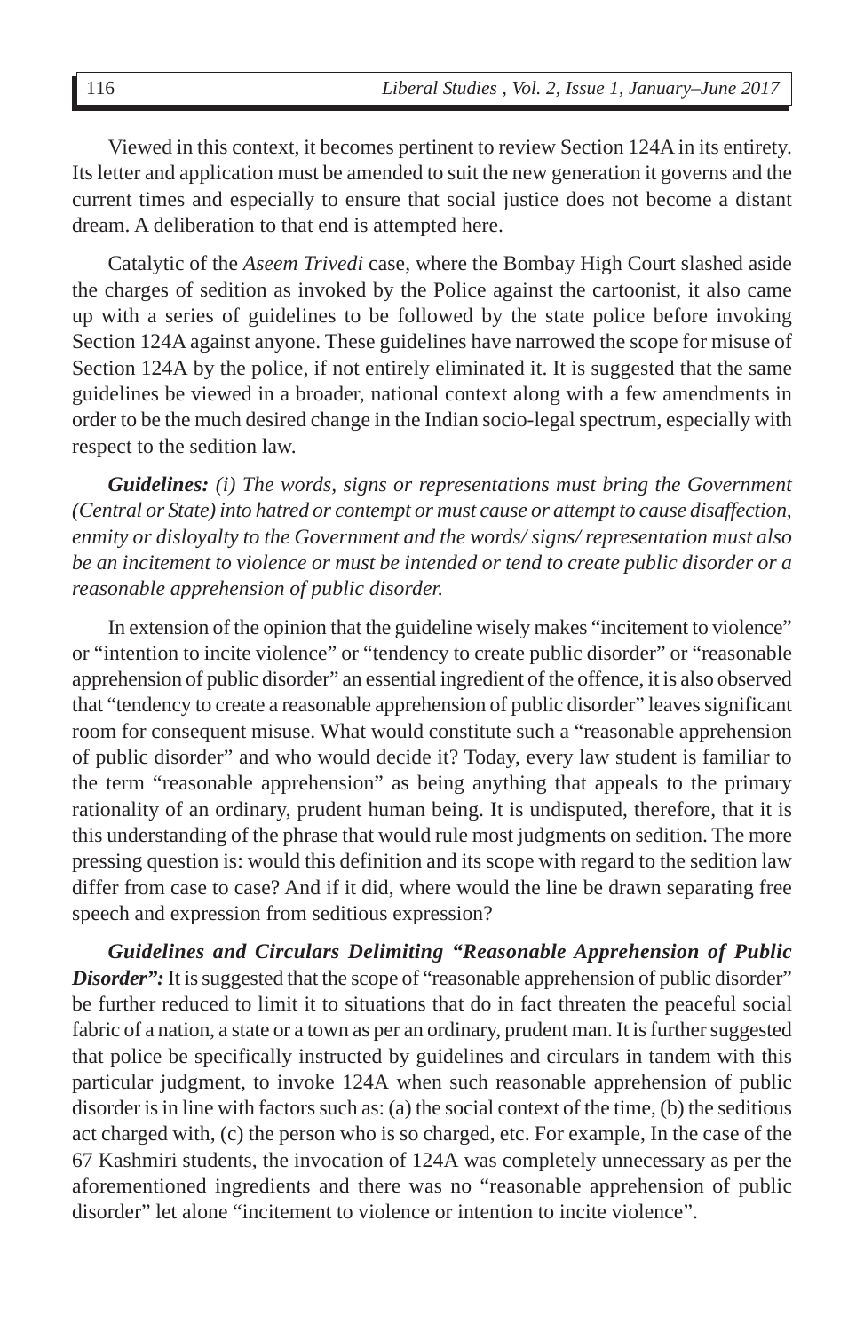Viewed in this context, it becomes pertinent to review Section 124A in its entirety. Its letter and application must be amended to suit the new generation it governs and the current times and especially to ensure that social justice does not become a distant dream. A deliberation to that end is attempted here.

Catalytic of the *Aseem Trivedi* case, where the Bombay High Court slashed aside the charges of sedition as invoked by the Police against the cartoonist, it also came up with a series of guidelines to be followed by the state police before invoking Section 124A against anyone. These guidelines have narrowed the scope for misuse of Section 124A by the police, if not entirely eliminated it. It is suggested that the same guidelines be viewed in a broader, national context along with a few amendments in order to be the much desired change in the Indian socio-legal spectrum, especially with respect to the sedition law.

***Guidelines:*** *(i) The words, signs or representations must bring the Government (Central or State) into hatred or contempt or must cause or attempt to cause disaffection, enmity or disloyalty to the Government and the words/ signs/ representation must also be an incitement to violence or must be intended or tend to create public disorder or a reasonable apprehension of public disorder.*

In extension of the opinion that the guideline wisely makes "incitement to violence" or "intention to incite violence" or "tendency to create public disorder" or "reasonable apprehension of public disorder" an essential ingredient of the offence, it is also observed that "tendency to create a reasonable apprehension of public disorder" leaves significant room for consequent misuse. What would constitute such a "reasonable apprehension of public disorder" and who would decide it? Today, every law student is familiar to the term "reasonable apprehension" as being anything that appeals to the primary rationality of an ordinary, prudent human being. It is undisputed, therefore, that it is this understanding of the phrase that would rule most judgments on sedition. The more pressing question is: would this definition and its scope with regard to the sedition law differ from case to case? And if it did, where would the line be drawn separating free speech and expression from seditious expression?

***Guidelines and Circulars Delimiting "Reasonable Apprehension of Public Disorder":*** It is suggested that the scope of "reasonable apprehension of public disorder" be further reduced to limit it to situations that do in fact threaten the peaceful social fabric of a nation, a state or a town as per an ordinary, prudent man. It is further suggested that police be specifically instructed by guidelines and circulars in tandem with this particular judgment, to invoke 124A when such reasonable apprehension of public disorder is in line with factors such as: (a) the social context of the time, (b) the seditious act charged with, (c) the person who is so charged, etc. For example, In the case of the 67 Kashmiri students, the invocation of 124A was completely unnecessary as per the aforementioned ingredients and there was no "reasonable apprehension of public disorder" let alone "incitement to violence or intention to incite violence".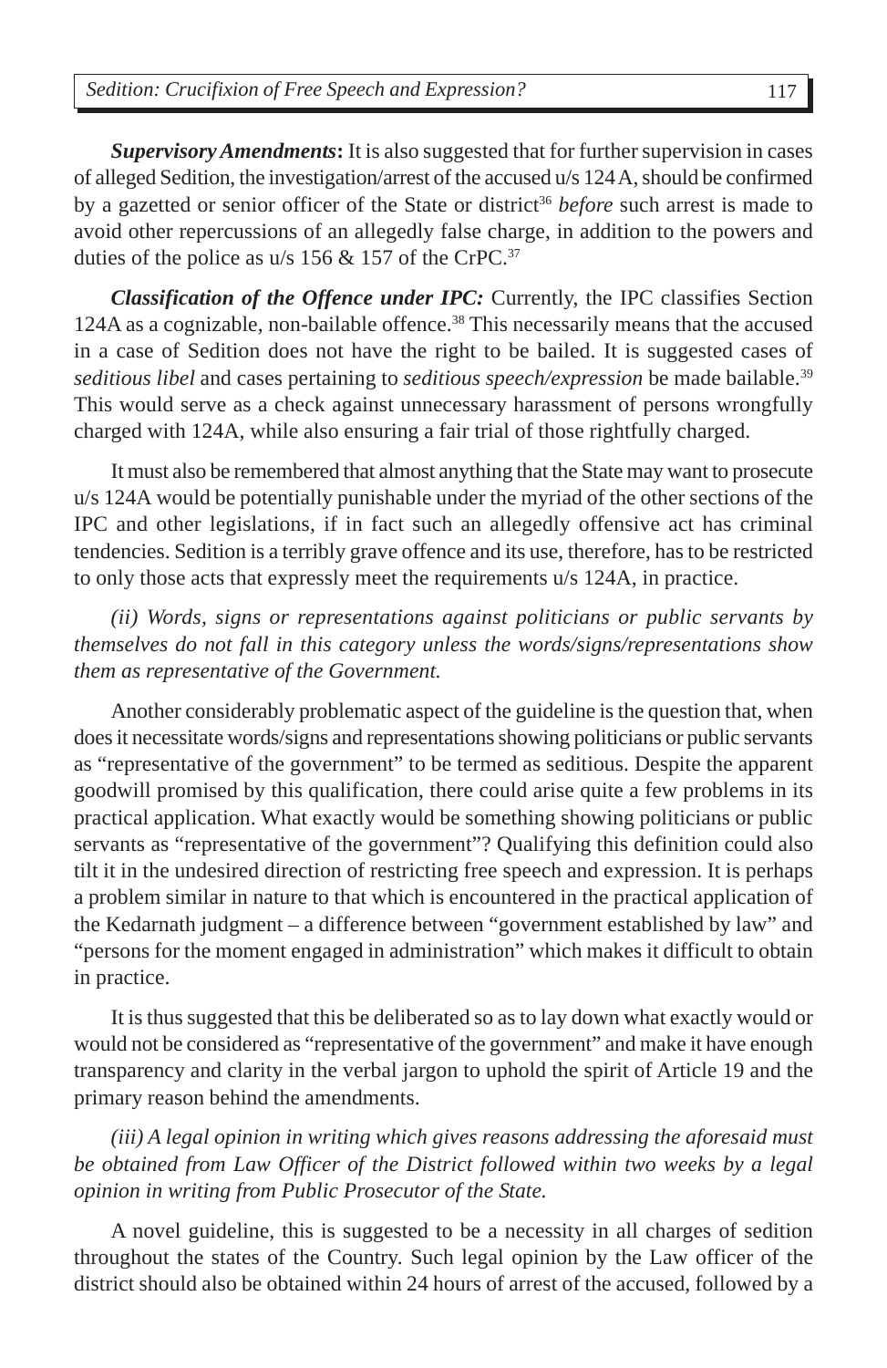***Supervisory Amendments*:** It is also suggested that for further supervision in cases of alleged Sedition, the investigation/arrest of the accused u/s 124A, should be confirmed by a gazetted or senior officer of the State or district[36] *before* such arrest is made to avoid other repercussions of an allegedly false charge, in addition to the powers and duties of the police as u/s 156 & 157 of the CrPC.[37]

***Classification of the Offence under IPC:*** Currently, the IPC classifies Section 124A as a cognizable, non-bailable offence.[38] This necessarily means that the accused in a case of Sedition does not have the right to be bailed. It is suggested cases of *seditious libel* and cases pertaining to *seditious speech/expression* be made bailable.[39] This would serve as a check against unnecessary harassment of persons wrongfully charged with 124A, while also ensuring a fair trial of those rightfully charged.

It must also be remembered that almost anything that the State may want to prosecute u/s 124A would be potentially punishable under the myriad of the other sections of the IPC and other legislations, if in fact such an allegedly offensive act has criminal tendencies. Sedition is a terribly grave offence and its use, therefore, has to be restricted to only those acts that expressly meet the requirements u/s 124A, in practice.

*(ii) Words, signs or representations against politicians or public servants by themselves do not fall in this category unless the words/signs/representations show them as representative of the Government.*

Another considerably problematic aspect of the guideline is the question that, when does it necessitate words/signs and representations showing politicians or public servants as "representative of the government" to be termed as seditious. Despite the apparent goodwill promised by this qualification, there could arise quite a few problems in its practical application. What exactly would be something showing politicians or public servants as "representative of the government"? Qualifying this definition could also tilt it in the undesired direction of restricting free speech and expression. It is perhaps a problem similar in nature to that which is encountered in the practical application of the Kedarnath judgment – a difference between "government established by law" and "persons for the moment engaged in administration" which makes it difficult to obtain in practice.

It is thus suggested that this be deliberated so as to lay down what exactly would or would not be considered as "representative of the government" and make it have enough transparency and clarity in the verbal jargon to uphold the spirit of Article 19 and the primary reason behind the amendments.

*(iii) A legal opinion in writing which gives reasons addressing the aforesaid must be obtained from Law Officer of the District followed within two weeks by a legal opinion in writing from Public Prosecutor of the State.*

A novel guideline, this is suggested to be a necessity in all charges of sedition throughout the states of the Country. Such legal opinion by the Law officer of the district should also be obtained within 24 hours of arrest of the accused, followed by a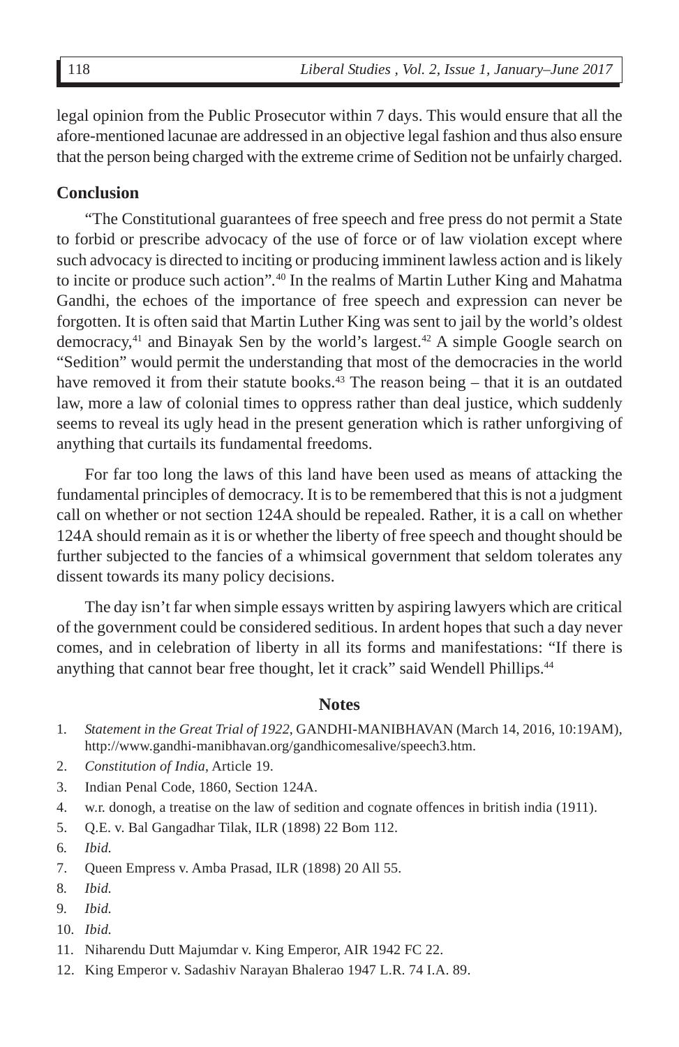legal opinion from the Public Prosecutor within 7 days. This would ensure that all the afore-mentioned lacunae are addressed in an objective legal fashion and thus also ensure that the person being charged with the extreme crime of Sedition not be unfairly charged.

## Conclusion

"The Constitutional guarantees of free speech and free press do not permit a State to forbid or prescribe advocacy of the use of force or of law violation except where such advocacy is directed to inciting or producing imminent lawless action and is likely to incite or produce such action".[40] In the realms of Martin Luther King and Mahatma Gandhi, the echoes of the importance of free speech and expression can never be forgotten. It is often said that Martin Luther King was sent to jail by the world's oldest democracy,[41] and Binayak Sen by the world's largest.[42] A simple Google search on "Sedition" would permit the understanding that most of the democracies in the world have removed it from their statute books.[43] The reason being – that it is an outdated law, more a law of colonial times to oppress rather than deal justice, which suddenly seems to reveal its ugly head in the present generation which is rather unforgiving of anything that curtails its fundamental freedoms.

For far too long the laws of this land have been used as means of attacking the fundamental principles of democracy. It is to be remembered that this is not a judgment call on whether or not section 124A should be repealed. Rather, it is a call on whether 124A should remain as it is or whether the liberty of free speech and thought should be further subjected to the fancies of a whimsical government that seldom tolerates any dissent towards its many policy decisions.

The day isn't far when simple essays written by aspiring lawyers which are critical of the government could be considered seditious. In ardent hopes that such a day never comes, and in celebration of liberty in all its forms and manifestations: "If there is anything that cannot bear free thought, let it crack" said Wendell Phillips.[44]

## Notes

1. *Statement in the Great Trial of 1922*, GANDHI-MANIBHAVAN (March 14, 2016, 10:19AM), http://www.gandhi-manibhavan.org/gandhicomesalive/speech3.htm.
2. *Constitution of India*, Article 19.
3. Indian Penal Code, 1860, Section 124A.
4. w.r. donogh, a treatise on the law of sedition and cognate offences in british india (1911).
5. Q.E. v. Bal Gangadhar Tilak, ILR (1898) 22 Bom 112.
6. *Ibid.*
7. Queen Empress v. Amba Prasad, ILR (1898) 20 All 55.
8. *Ibid.*
9. *Ibid.*
10. *Ibid.*
11. Niharendu Dutt Majumdar v. King Emperor, AIR 1942 FC 22.
12. King Emperor v. Sadashiv Narayan Bhalerao 1947 L.R. 74 I.A. 89.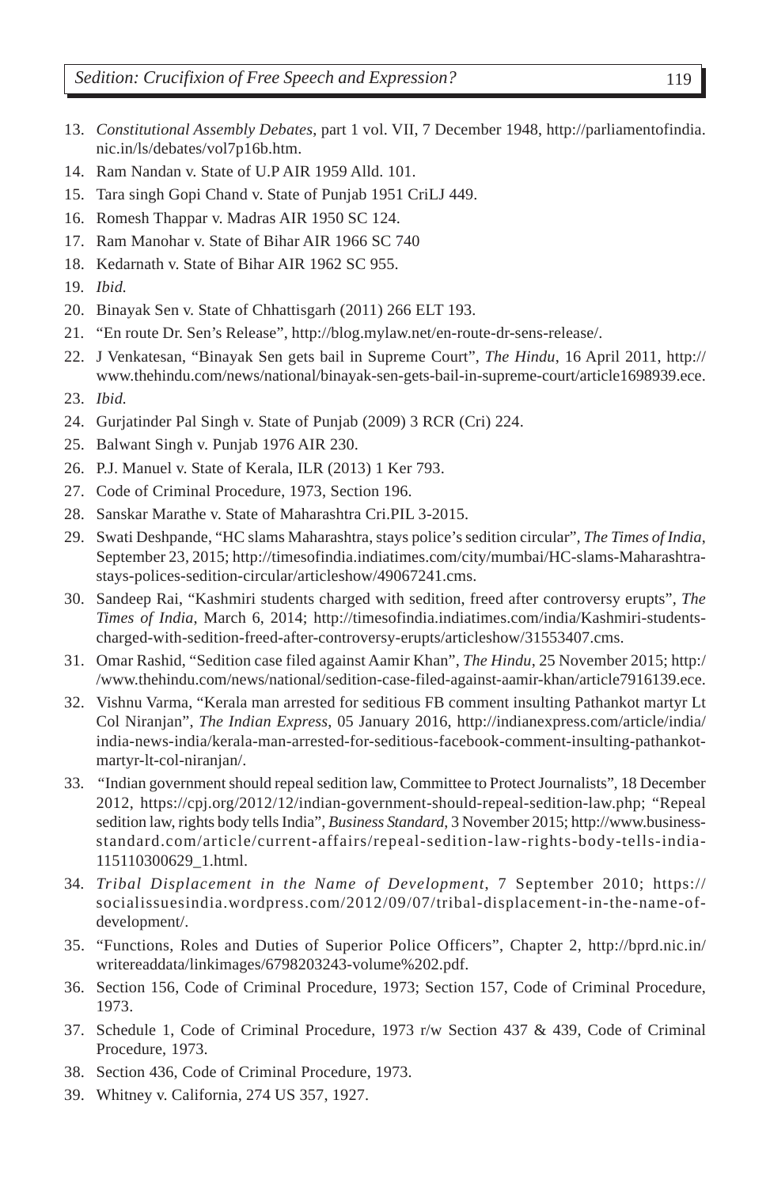13. *Constitutional Assembly Debates*, part 1 vol. VII, 7 December 1948, http://parliamentofindia.nic.in/ls/debates/vol7p16b.htm.
14. Ram Nandan v. State of U.P AIR 1959 Alld. 101.
15. Tara singh Gopi Chand v. State of Punjab 1951 CriLJ 449.
16. Romesh Thappar v. Madras AIR 1950 SC 124.
17. Ram Manohar v. State of Bihar AIR 1966 SC 740
18. Kedarnath v. State of Bihar AIR 1962 SC 955.
19. *Ibid.*
20. Binayak Sen v. State of Chhattisgarh (2011) 266 ELT 193.
21. "En route Dr. Sen's Release", http://blog.mylaw.net/en-route-dr-sens-release/.
22. J Venkatesan, "Binayak Sen gets bail in Supreme Court", *The Hindu*, 16 April 2011, http://www.thehindu.com/news/national/binayak-sen-gets-bail-in-supreme-court/article1698939.ece.
23. *Ibid.*
24. Gurjatinder Pal Singh v. State of Punjab (2009) 3 RCR (Cri) 224.
25. Balwant Singh v. Punjab 1976 AIR 230.
26. P.J. Manuel v. State of Kerala, ILR (2013) 1 Ker 793.
27. Code of Criminal Procedure, 1973, Section 196.
28. Sanskar Marathe v. State of Maharashtra Cri.PIL 3-2015.
29. Swati Deshpande, "HC slams Maharashtra, stays police's sedition circular", *The Times of India*, September 23, 2015; http://timesofindia.indiatimes.com/city/mumbai/HC-slams-Maharashtra-stays-polices-sedition-circular/articleshow/49067241.cms.
30. Sandeep Rai, "Kashmiri students charged with sedition, freed after controversy erupts", *The Times of India*, March 6, 2014; http://timesofindia.indiatimes.com/india/Kashmiri-students-charged-with-sedition-freed-after-controversy-erupts/articleshow/31553407.cms.
31. Omar Rashid, "Sedition case filed against Aamir Khan", *The Hindu*, 25 November 2015; http://www.thehindu.com/news/national/sedition-case-filed-against-aamir-khan/article7916139.ece.
32. Vishnu Varma, "Kerala man arrested for seditious FB comment insulting Pathankot martyr Lt Col Niranjan", *The Indian Express*, 05 January 2016, http://indianexpress.com/article/india/india-news-india/kerala-man-arrested-for-seditious-facebook-comment-insulting-pathankot-martyr-lt-col-niranjan/.
33. "Indian government should repeal sedition law, Committee to Protect Journalists", 18 December 2012, https://cpj.org/2012/12/indian-government-should-repeal-sedition-law.php; "Repeal sedition law, rights body tells India", *Business Standard*, 3 November 2015; http://www.business-standard.com/article/current-affairs/repeal-sedition-law-rights-body-tells-india-115110300629_1.html.
34. *Tribal Displacement in the Name of Development*, 7 September 2010; https://socialissuesindia.wordpress.com/2012/09/07/tribal-displacement-in-the-name-of-development/.
35. "Functions, Roles and Duties of Superior Police Officers", Chapter 2, http://bprd.nic.in/writereaddata/linkimages/6798203243-volume%202.pdf.
36. Section 156, Code of Criminal Procedure, 1973; Section 157, Code of Criminal Procedure, 1973.
37. Schedule 1, Code of Criminal Procedure, 1973 r/w Section 437 & 439, Code of Criminal Procedure, 1973.
38. Section 436, Code of Criminal Procedure, 1973.
39. Whitney v. California, 274 US 357, 1927.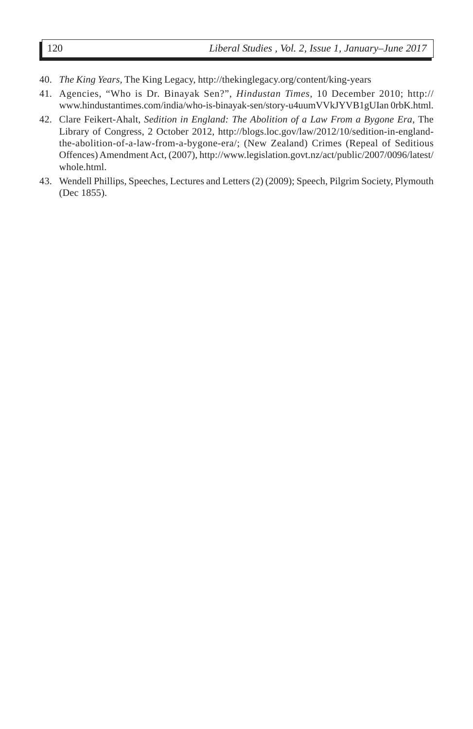40. *The King Years*, The King Legacy, http://thekinglegacy.org/content/king-years
41. Agencies, "Who is Dr. Binayak Sen?", *Hindustan Times*, 10 December 2010; http://www.hindustantimes.com/india/who-is-binayak-sen/story-u4uumVVkJYVB1gUIan 0rbK.html.
42. Clare Feikert-Ahalt, *Sedition in England: The Abolition of a Law From a Bygone Era*, The Library of Congress, 2 October 2012, http://blogs.loc.gov/law/2012/10/sedition-in-england-the-abolition-of-a-law-from-a-bygone-era/; (New Zealand) Crimes (Repeal of Seditious Offences) Amendment Act, (2007), http://www.legislation.govt.nz/act/public/2007/0096/latest/whole.html.
43. Wendell Phillips, Speeches, Lectures and Letters (2) (2009); Speech, Pilgrim Society, Plymouth (Dec 1855).